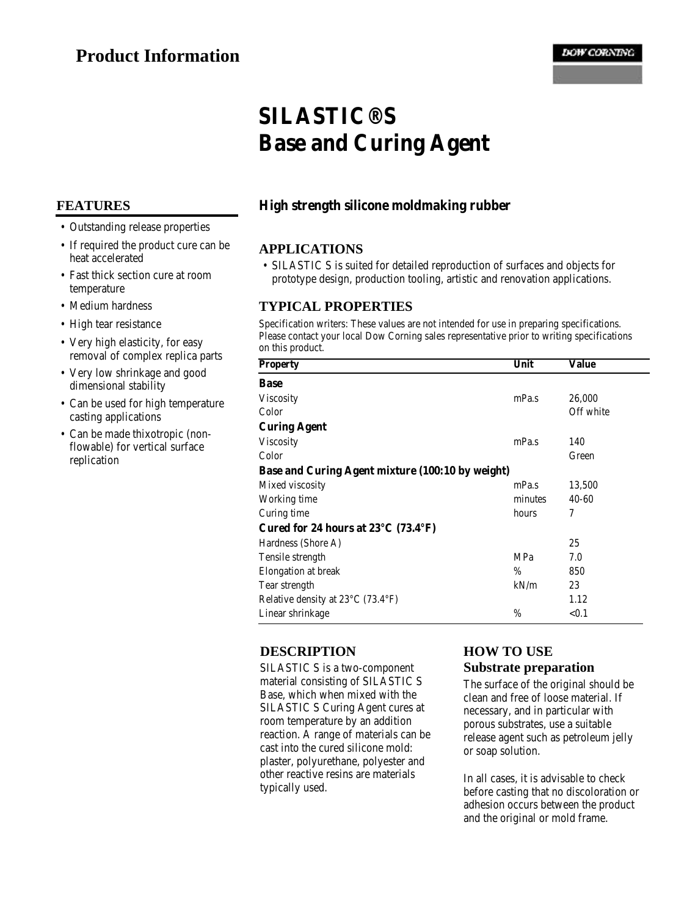# Product Information

DOW CORNING

# SILASTIC® S Base and Curing Agent

## FEATURES

- Outstanding release properties
- If required the product cure can be heat accelerated
- Fast thick section cure at room temperature
- Medium hardness
- High tear resistance
- Very high elasticity, for easy removal of complex replica parts
- Very low shrinkage and good dimensional stability
- Can be used for high temperature casting applications
- Can be made thixotropic (non-flowable) for vertical surface replication

**High strength silicone moldmaking rubber**

## APPLICATIONS

- SILASTIC S is suited for detailed reproduction of surfaces and objects for prototype design, production tooling, artistic and renovation applications.

## TYPICAL PROPERTIES

Specification writers: These values are not intended for use in preparing specifications. Please contact your local Dow Corning sales representative prior to writing specifications on this product.

| Property | Unit | Value |
|---|---|---|
| **Base** | | |
| Viscosity | mPa.s | 26,000 |
| Color | | Off white |
| **Curing Agent** | | |
| Viscosity | mPa.s | 140 |
| Color | | Green |
| **Base and Curing Agent mixture (100:10 by weight)** | | |
| Mixed viscosity | mPa.s | 13,500 |
| Working time | minutes | 40-60 |
| Curing time | hours | 7 |
| **Cured for 24 hours at 23°C (73.4°F)** | | |
| Hardness (Shore A) | | 25 |
| Tensile strength | MPa | 7.0 |
| Elongation at break | % | 850 |
| Tear strength | kN/m | 23 |
| Relative density at 23°C (73.4°F) | | 1.12 |
| Linear shrinkage | % | <0.1 |

## DESCRIPTION

SILASTIC S is a two-component material consisting of SILASTIC S Base, which when mixed with the SILASTIC S Curing Agent cures at room temperature by an addition reaction. A range of materials can be cast into the cured silicone mold: plaster, polyurethane, polyester and other reactive resins are materials typically used.

## HOW TO USE

### Substrate preparation

The surface of the original should be clean and free of loose material. If necessary, and in particular with porous substrates, use a suitable release agent such as petroleum jelly or soap solution.

In all cases, it is advisable to check before casting that no discoloration or adhesion occurs between the product and the original or mold frame.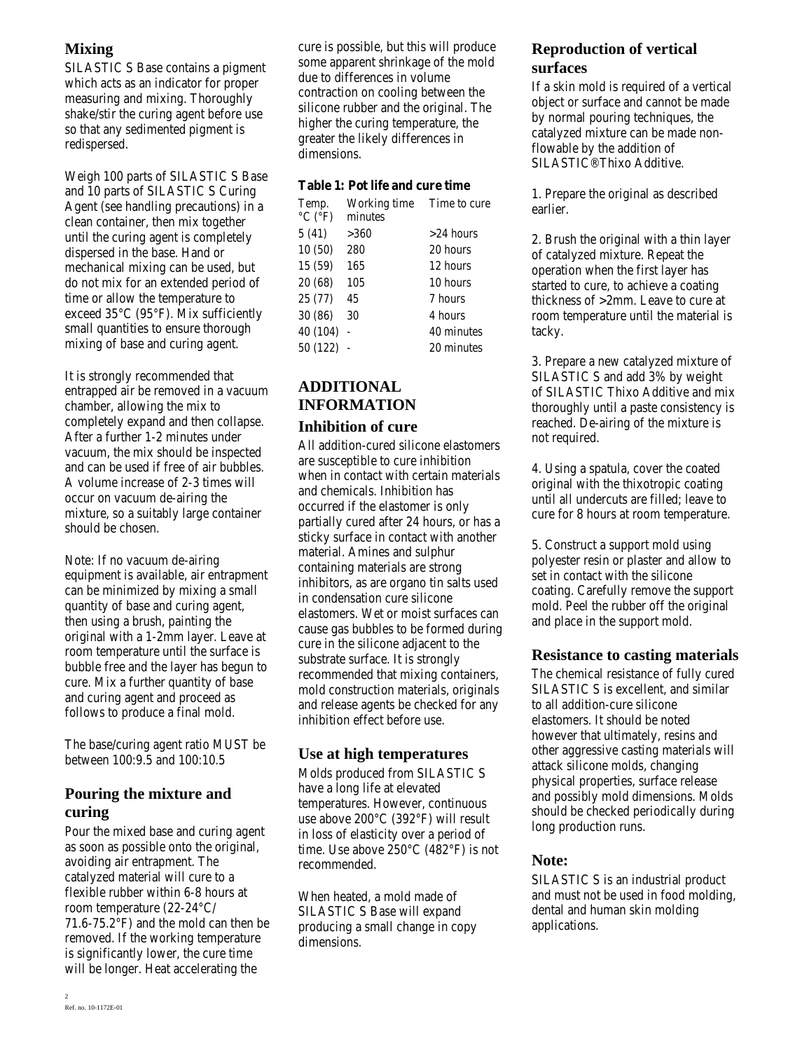## Mixing

SILASTIC S Base contains a pigment which acts as an indicator for proper measuring and mixing. Thoroughly shake/stir the curing agent before use so that any sedimented pigment is redispersed.

Weigh 100 parts of SILASTIC S Base and 10 parts of SILASTIC S Curing Agent (see handling precautions) in a clean container, then mix together until the curing agent is completely dispersed in the base. Hand or mechanical mixing can be used, but do not mix for an extended period of time or allow the temperature to exceed 35°C (95°F). Mix sufficiently small quantities to ensure thorough mixing of base and curing agent.

It is strongly recommended that entrapped air be removed in a vacuum chamber, allowing the mix to completely expand and then collapse. After a further 1-2 minutes under vacuum, the mix should be inspected and can be used if free of air bubbles. A volume increase of 2-3 times will occur on vacuum de-airing the mixture, so a suitably large container should be chosen.

Note: If no vacuum de-airing equipment is available, air entrapment can be minimized by mixing a small quantity of base and curing agent, then using a brush, painting the original with a 1-2mm layer. Leave at room temperature until the surface is bubble free and the layer has begun to cure. Mix a further quantity of base and curing agent and proceed as follows to produce a final mold.

The base/curing agent ratio MUST be between 100:9.5 and 100:10.5

## Pouring the mixture and curing

Pour the mixed base and curing agent as soon as possible onto the original, avoiding air entrapment. The catalyzed material will cure to a flexible rubber within 6-8 hours at room temperature (22-24°C/ 71.6-75.2°F) and the mold can then be removed. If the working temperature is significantly lower, the cure time will be longer. Heat accelerating the cure is possible, but this will produce some apparent shrinkage of the mold due to differences in volume contraction on cooling between the silicone rubber and the original. The higher the curing temperature, the greater the likely differences in dimensions.

**Table 1: Pot life and cure time**

| Temp. °C (°F) | Working time minutes | Time to cure |
|---|---|---|
| 5 (41) | >360 | >24 hours |
| 10 (50) | 280 | 20 hours |
| 15 (59) | 165 | 12 hours |
| 20 (68) | 105 | 10 hours |
| 25 (77) | 45 | 7 hours |
| 30 (86) | 30 | 4 hours |
| 40 (104) | - | 40 minutes |
| 50 (122) | - | 20 minutes |

# ADDITIONAL INFORMATION

## Inhibition of cure

All addition-cured silicone elastomers are susceptible to cure inhibition when in contact with certain materials and chemicals. Inhibition has occurred if the elastomer is only partially cured after 24 hours, or has a sticky surface in contact with another material. Amines and sulphur containing materials are strong inhibitors, as are organo tin salts used in condensation cure silicone elastomers. Wet or moist surfaces can cause gas bubbles to be formed during cure in the silicone adjacent to the substrate surface. It is strongly recommended that mixing containers, mold construction materials, originals and release agents be checked for any inhibition effect before use.

## Use at high temperatures

Molds produced from SILASTIC S have a long life at elevated temperatures. However, continuous use above 200°C (392°F) will result in loss of elasticity over a period of time. Use above 250°C (482°F) is not recommended.

When heated, a mold made of SILASTIC S Base will expand producing a small change in copy dimensions.

## Reproduction of vertical surfaces

If a skin mold is required of a vertical object or surface and cannot be made by normal pouring techniques, the catalyzed mixture can be made non-flowable by the addition of SILASTIC® Thixo Additive.

1. Prepare the original as described earlier.

2. Brush the original with a thin layer of catalyzed mixture. Repeat the operation when the first layer has started to cure, to achieve a coating thickness of >2mm. Leave to cure at room temperature until the material is tacky.

3. Prepare a new catalyzed mixture of SILASTIC S and add 3% by weight of SILASTIC Thixo Additive and mix thoroughly until a paste consistency is reached. De-airing of the mixture is not required.

4. Using a spatula, cover the coated original with the thixotropic coating until all undercuts are filled; leave to cure for 8 hours at room temperature.

5. Construct a support mold using polyester resin or plaster and allow to set in contact with the silicone coating. Carefully remove the support mold. Peel the rubber off the original and place in the support mold.

## Resistance to casting materials

The chemical resistance of fully cured SILASTIC S is excellent, and similar to all addition-cure silicone elastomers. It should be noted however that ultimately, resins and other aggressive casting materials will attack silicone molds, changing physical properties, surface release and possibly mold dimensions. Molds should be checked periodically during long production runs.

## Note:

SILASTIC S is an industrial product and must not be used in food molding, dental and human skin molding applications.

Ref. no. 10-1172E-01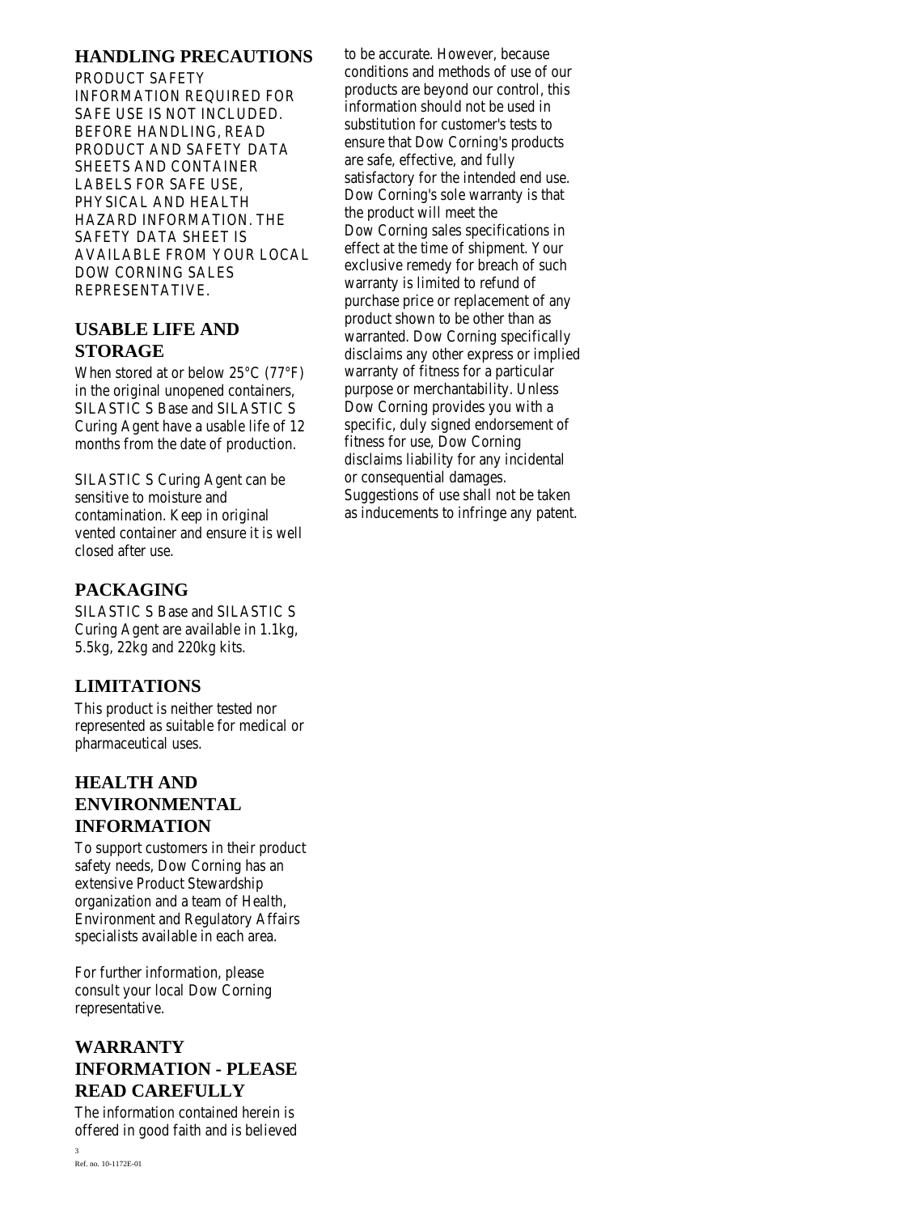## HANDLING PRECAUTIONS

PRODUCT SAFETY INFORMATION REQUIRED FOR SAFE USE IS NOT INCLUDED. BEFORE HANDLING, READ PRODUCT AND SAFETY DATA SHEETS AND CONTAINER LABELS FOR SAFE USE, PHYSICAL AND HEALTH HAZARD INFORMATION. THE SAFETY DATA SHEET IS AVAILABLE FROM YOUR LOCAL DOW CORNING SALES REPRESENTATIVE.

## USABLE LIFE AND STORAGE

When stored at or below 25°C (77°F) in the original unopened containers, SILASTIC S Base and SILASTIC S Curing Agent have a usable life of 12 months from the date of production.

SILASTIC S Curing Agent can be sensitive to moisture and contamination. Keep in original vented container and ensure it is well closed after use.

## PACKAGING

SILASTIC S Base and SILASTIC S Curing Agent are available in 1.1kg, 5.5kg, 22kg and 220kg kits.

## LIMITATIONS

This product is neither tested nor represented as suitable for medical or pharmaceutical uses.

## HEALTH AND ENVIRONMENTAL INFORMATION

To support customers in their product safety needs, Dow Corning has an extensive Product Stewardship organization and a team of Health, Environment and Regulatory Affairs specialists available in each area.

For further information, please consult your local Dow Corning representative.

## WARRANTY INFORMATION - PLEASE READ CAREFULLY

The information contained herein is offered in good faith and is believed to be accurate. However, because conditions and methods of use of our products are beyond our control, this information should not be used in substitution for customer's tests to ensure that Dow Corning's products are safe, effective, and fully satisfactory for the intended end use. Dow Corning's sole warranty is that the product will meet the Dow Corning sales specifications in effect at the time of shipment. Your exclusive remedy for breach of such warranty is limited to refund of purchase price or replacement of any product shown to be other than as warranted. Dow Corning specifically disclaims any other express or implied warranty of fitness for a particular purpose or merchantability. Unless Dow Corning provides you with a specific, duly signed endorsement of fitness for use, Dow Corning disclaims liability for any incidental or consequential damages. Suggestions of use shall not be taken as inducements to infringe any patent.

Ref. no. 10-1172E-01